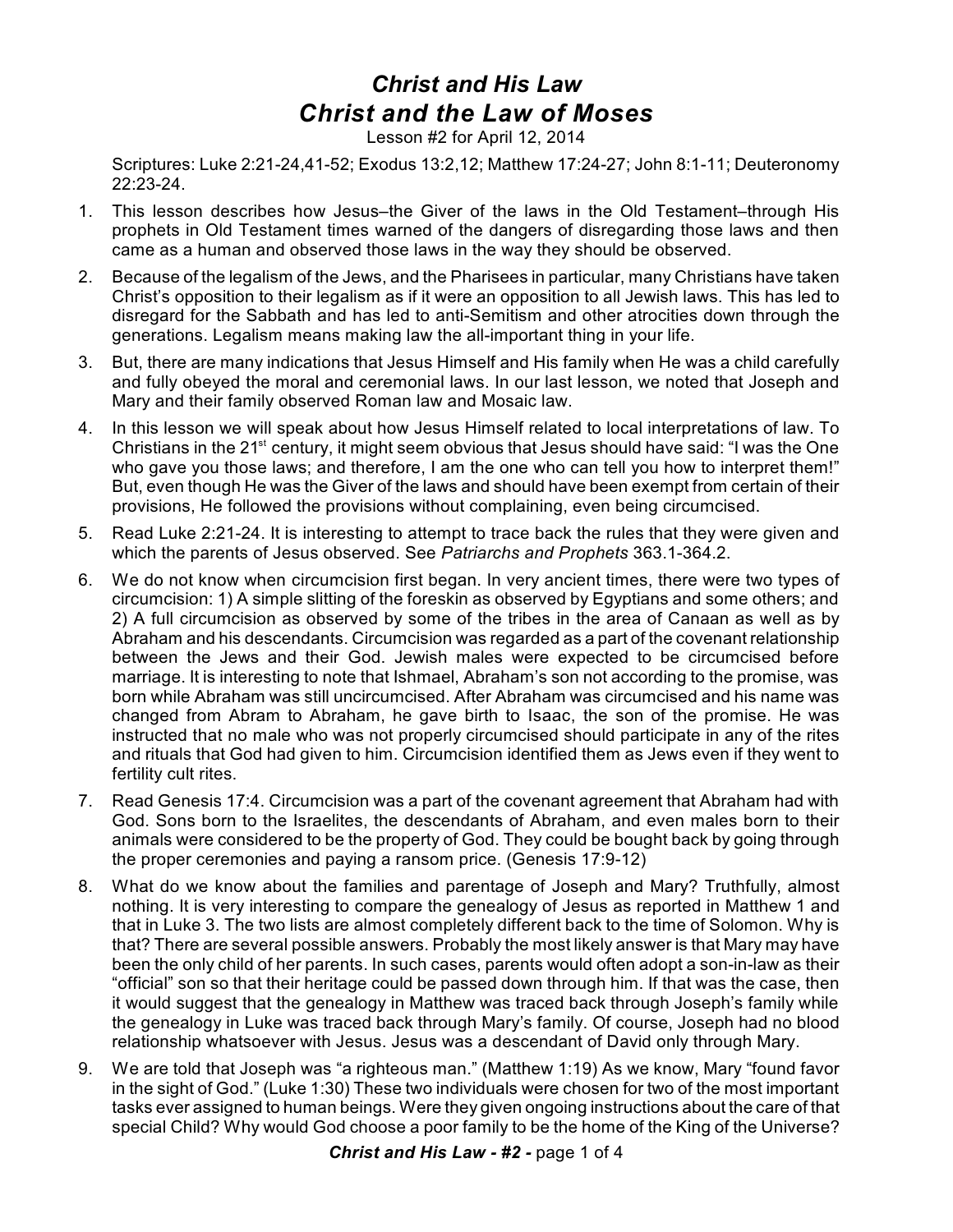# *Christ and His Law*
# *Christ and the Law of Moses*

Lesson #2 for April 12, 2014

Scriptures: Luke 2:21-24,41-52; Exodus 13:2,12; Matthew 17:24-27; John 8:1-11; Deuteronomy 22:23-24.

1. This lesson describes how Jesus–the Giver of the laws in the Old Testament–through His prophets in Old Testament times warned of the dangers of disregarding those laws and then came as a human and observed those laws in the way they should be observed.
2. Because of the legalism of the Jews, and the Pharisees in particular, many Christians have taken Christ's opposition to their legalism as if it were an opposition to all Jewish laws. This has led to disregard for the Sabbath and has led to anti-Semitism and other atrocities down through the generations. Legalism means making law the all-important thing in your life.
3. But, there are many indications that Jesus Himself and His family when He was a child carefully and fully obeyed the moral and ceremonial laws. In our last lesson, we noted that Joseph and Mary and their family observed Roman law and Mosaic law.
4. In this lesson we will speak about how Jesus Himself related to local interpretations of law. To Christians in the 21st century, it might seem obvious that Jesus should have said: "I was the One who gave you those laws; and therefore, I am the one who can tell you how to interpret them!" But, even though He was the Giver of the laws and should have been exempt from certain of their provisions, He followed the provisions without complaining, even being circumcised.
5. Read Luke 2:21-24. It is interesting to attempt to trace back the rules that they were given and which the parents of Jesus observed. See *Patriarchs and Prophets* 363.1-364.2.
6. We do not know when circumcision first began. In very ancient times, there were two types of circumcision: 1) A simple slitting of the foreskin as observed by Egyptians and some others; and 2) A full circumcision as observed by some of the tribes in the area of Canaan as well as by Abraham and his descendants. Circumcision was regarded as a part of the covenant relationship between the Jews and their God. Jewish males were expected to be circumcised before marriage. It is interesting to note that Ishmael, Abraham's son not according to the promise, was born while Abraham was still uncircumcised. After Abraham was circumcised and his name was changed from Abram to Abraham, he gave birth to Isaac, the son of the promise. He was instructed that no male who was not properly circumcised should participate in any of the rites and rituals that God had given to him. Circumcision identified them as Jews even if they went to fertility cult rites.
7. Read Genesis 17:4. Circumcision was a part of the covenant agreement that Abraham had with God. Sons born to the Israelites, the descendants of Abraham, and even males born to their animals were considered to be the property of God. They could be bought back by going through the proper ceremonies and paying a ransom price. (Genesis 17:9-12)
8. What do we know about the families and parentage of Joseph and Mary? Truthfully, almost nothing. It is very interesting to compare the genealogy of Jesus as reported in Matthew 1 and that in Luke 3. The two lists are almost completely different back to the time of Solomon. Why is that? There are several possible answers. Probably the most likely answer is that Mary may have been the only child of her parents. In such cases, parents would often adopt a son-in-law as their "official" son so that their heritage could be passed down through him. If that was the case, then it would suggest that the genealogy in Matthew was traced back through Joseph's family while the genealogy in Luke was traced back through Mary's family. Of course, Joseph had no blood relationship whatsoever with Jesus. Jesus was a descendant of David only through Mary.
9. We are told that Joseph was "a righteous man." (Matthew 1:19) As we know, Mary "found favor in the sight of God." (Luke 1:30) These two individuals were chosen for two of the most important tasks ever assigned to human beings. Were they given ongoing instructions about the care of that special Child? Why would God choose a poor family to be the home of the King of the Universe?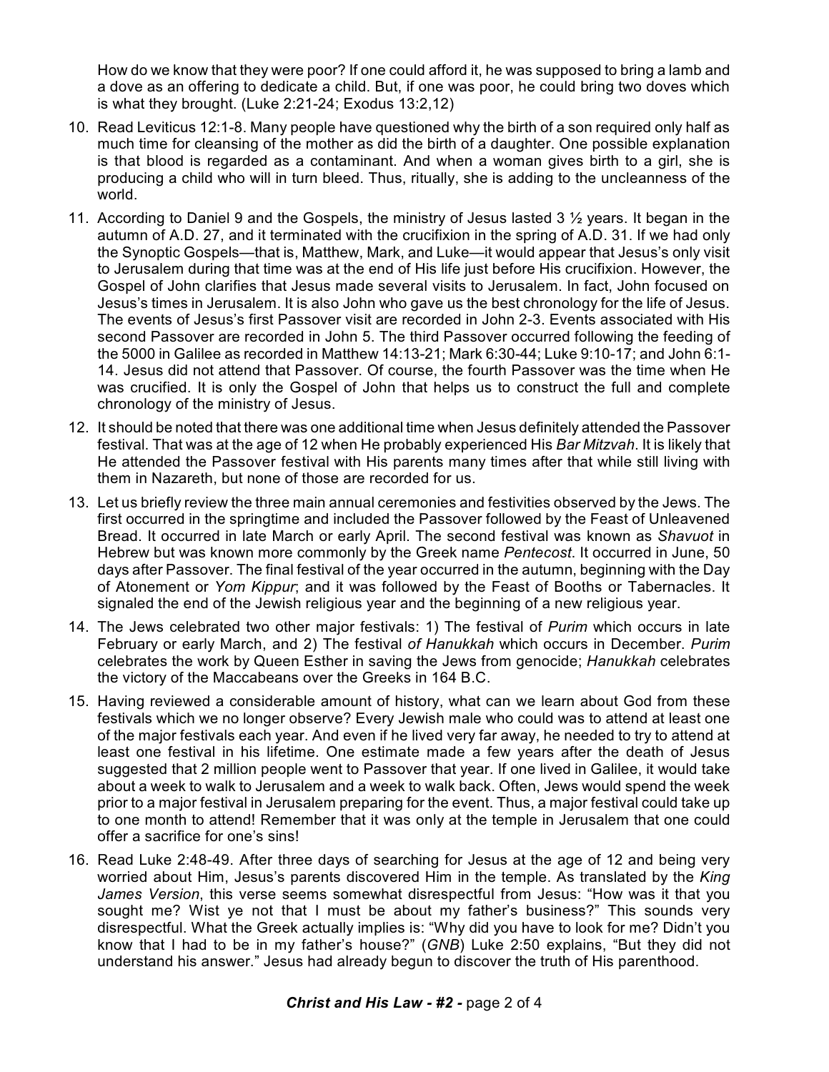How do we know that they were poor? If one could afford it, he was supposed to bring a lamb and a dove as an offering to dedicate a child. But, if one was poor, he could bring two doves which is what they brought. (Luke 2:21-24; Exodus 13:2,12)

10. Read Leviticus 12:1-8. Many people have questioned why the birth of a son required only half as much time for cleansing of the mother as did the birth of a daughter. One possible explanation is that blood is regarded as a contaminant. And when a woman gives birth to a girl, she is producing a child who will in turn bleed. Thus, ritually, she is adding to the uncleanness of the world.

11. According to Daniel 9 and the Gospels, the ministry of Jesus lasted 3 ½ years. It began in the autumn of A.D. 27, and it terminated with the crucifixion in the spring of A.D. 31. If we had only the Synoptic Gospels—that is, Matthew, Mark, and Luke—it would appear that Jesus's only visit to Jerusalem during that time was at the end of His life just before His crucifixion. However, the Gospel of John clarifies that Jesus made several visits to Jerusalem. In fact, John focused on Jesus's times in Jerusalem. It is also John who gave us the best chronology for the life of Jesus. The events of Jesus's first Passover visit are recorded in John 2-3. Events associated with His second Passover are recorded in John 5. The third Passover occurred following the feeding of the 5000 in Galilee as recorded in Matthew 14:13-21; Mark 6:30-44; Luke 9:10-17; and John 6:1-14. Jesus did not attend that Passover. Of course, the fourth Passover was the time when He was crucified. It is only the Gospel of John that helps us to construct the full and complete chronology of the ministry of Jesus.

12. It should be noted that there was one additional time when Jesus definitely attended the Passover festival. That was at the age of 12 when He probably experienced His *Bar Mitzvah*. It is likely that He attended the Passover festival with His parents many times after that while still living with them in Nazareth, but none of those are recorded for us.

13. Let us briefly review the three main annual ceremonies and festivities observed by the Jews. The first occurred in the springtime and included the Passover followed by the Feast of Unleavened Bread. It occurred in late March or early April. The second festival was known as *Shavuot* in Hebrew but was known more commonly by the Greek name *Pentecost*. It occurred in June, 50 days after Passover. The final festival of the year occurred in the autumn, beginning with the Day of Atonement or *Yom Kippur*; and it was followed by the Feast of Booths or Tabernacles. It signaled the end of the Jewish religious year and the beginning of a new religious year.

14. The Jews celebrated two other major festivals: 1) The festival of *Purim* which occurs in late February or early March, and 2) The festival *of Hanukkah* which occurs in December. *Purim* celebrates the work by Queen Esther in saving the Jews from genocide; *Hanukkah* celebrates the victory of the Maccabeans over the Greeks in 164 B.C.

15. Having reviewed a considerable amount of history, what can we learn about God from these festivals which we no longer observe? Every Jewish male who could was to attend at least one of the major festivals each year. And even if he lived very far away, he needed to try to attend at least one festival in his lifetime. One estimate made a few years after the death of Jesus suggested that 2 million people went to Passover that year. If one lived in Galilee, it would take about a week to walk to Jerusalem and a week to walk back. Often, Jews would spend the week prior to a major festival in Jerusalem preparing for the event. Thus, a major festival could take up to one month to attend! Remember that it was only at the temple in Jerusalem that one could offer a sacrifice for one's sins!

16. Read Luke 2:48-49. After three days of searching for Jesus at the age of 12 and being very worried about Him, Jesus's parents discovered Him in the temple. As translated by the *King James Version*, this verse seems somewhat disrespectful from Jesus: "How was it that you sought me? Wist ye not that I must be about my father's business?" This sounds very disrespectful. What the Greek actually implies is: "Why did you have to look for me? Didn't you know that I had to be in my father's house?" (*GNB*) Luke 2:50 explains, "But they did not understand his answer." Jesus had already begun to discover the truth of His parenthood.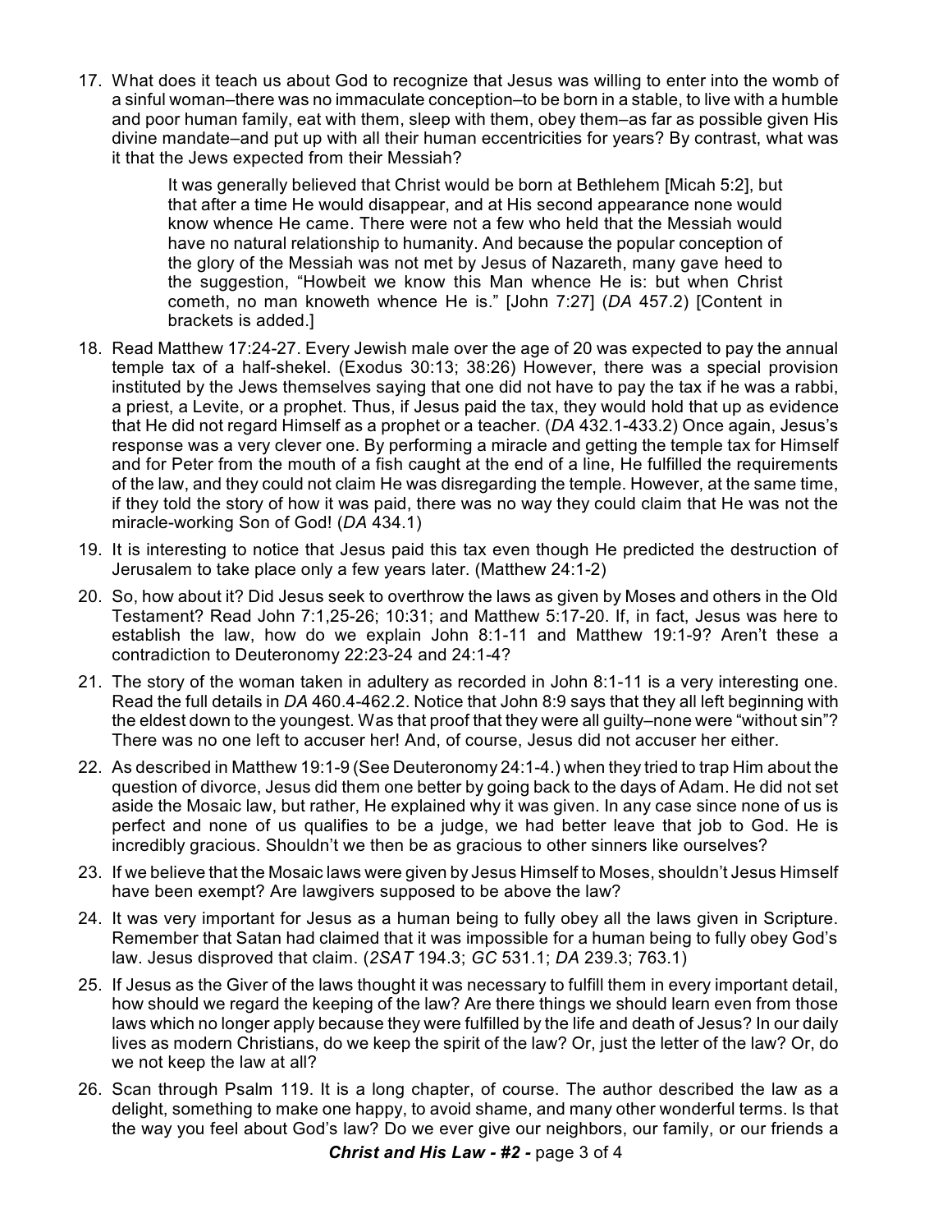17. What does it teach us about God to recognize that Jesus was willing to enter into the womb of a sinful woman–there was no immaculate conception–to be born in a stable, to live with a humble and poor human family, eat with them, sleep with them, obey them–as far as possible given His divine mandate–and put up with all their human eccentricities for years? By contrast, what was it that the Jews expected from their Messiah?

   > It was generally believed that Christ would be born at Bethlehem [Micah 5:2], but that after a time He would disappear, and at His second appearance none would know whence He came. There were not a few who held that the Messiah would have no natural relationship to humanity. And because the popular conception of the glory of the Messiah was not met by Jesus of Nazareth, many gave heed to the suggestion, "Howbeit we know this Man whence He is: but when Christ cometh, no man knoweth whence He is." [John 7:27] (*DA* 457.2) [Content in brackets is added.]

18. Read Matthew 17:24-27. Every Jewish male over the age of 20 was expected to pay the annual temple tax of a half-shekel. (Exodus 30:13; 38:26) However, there was a special provision instituted by the Jews themselves saying that one did not have to pay the tax if he was a rabbi, a priest, a Levite, or a prophet. Thus, if Jesus paid the tax, they would hold that up as evidence that He did not regard Himself as a prophet or a teacher. (*DA* 432.1-433.2) Once again, Jesus's response was a very clever one. By performing a miracle and getting the temple tax for Himself and for Peter from the mouth of a fish caught at the end of a line, He fulfilled the requirements of the law, and they could not claim He was disregarding the temple. However, at the same time, if they told the story of how it was paid, there was no way they could claim that He was not the miracle-working Son of God! (*DA* 434.1)

19. It is interesting to notice that Jesus paid this tax even though He predicted the destruction of Jerusalem to take place only a few years later. (Matthew 24:1-2)

20. So, how about it? Did Jesus seek to overthrow the laws as given by Moses and others in the Old Testament? Read John 7:1,25-26; 10:31; and Matthew 5:17-20. If, in fact, Jesus was here to establish the law, how do we explain John 8:1-11 and Matthew 19:1-9? Aren't these a contradiction to Deuteronomy 22:23-24 and 24:1-4?

21. The story of the woman taken in adultery as recorded in John 8:1-11 is a very interesting one. Read the full details in *DA* 460.4-462.2. Notice that John 8:9 says that they all left beginning with the eldest down to the youngest. Was that proof that they were all guilty–none were "without sin"? There was no one left to accuser her! And, of course, Jesus did not accuser her either.

22. As described in Matthew 19:1-9 (See Deuteronomy 24:1-4.) when they tried to trap Him about the question of divorce, Jesus did them one better by going back to the days of Adam. He did not set aside the Mosaic law, but rather, He explained why it was given. In any case since none of us is perfect and none of us qualifies to be a judge, we had better leave that job to God. He is incredibly gracious. Shouldn't we then be as gracious to other sinners like ourselves?

23. If we believe that the Mosaic laws were given by Jesus Himself to Moses, shouldn't Jesus Himself have been exempt? Are lawgivers supposed to be above the law?

24. It was very important for Jesus as a human being to fully obey all the laws given in Scripture. Remember that Satan had claimed that it was impossible for a human being to fully obey God's law. Jesus disproved that claim. (*2SAT* 194.3; *GC* 531.1; *DA* 239.3; 763.1)

25. If Jesus as the Giver of the laws thought it was necessary to fulfill them in every important detail, how should we regard the keeping of the law? Are there things we should learn even from those laws which no longer apply because they were fulfilled by the life and death of Jesus? In our daily lives as modern Christians, do we keep the spirit of the law? Or, just the letter of the law? Or, do we not keep the law at all?

26. Scan through Psalm 119. It is a long chapter, of course. The author described the law as a delight, something to make one happy, to avoid shame, and many other wonderful terms. Is that the way you feel about God's law? Do we ever give our neighbors, our family, or our friends a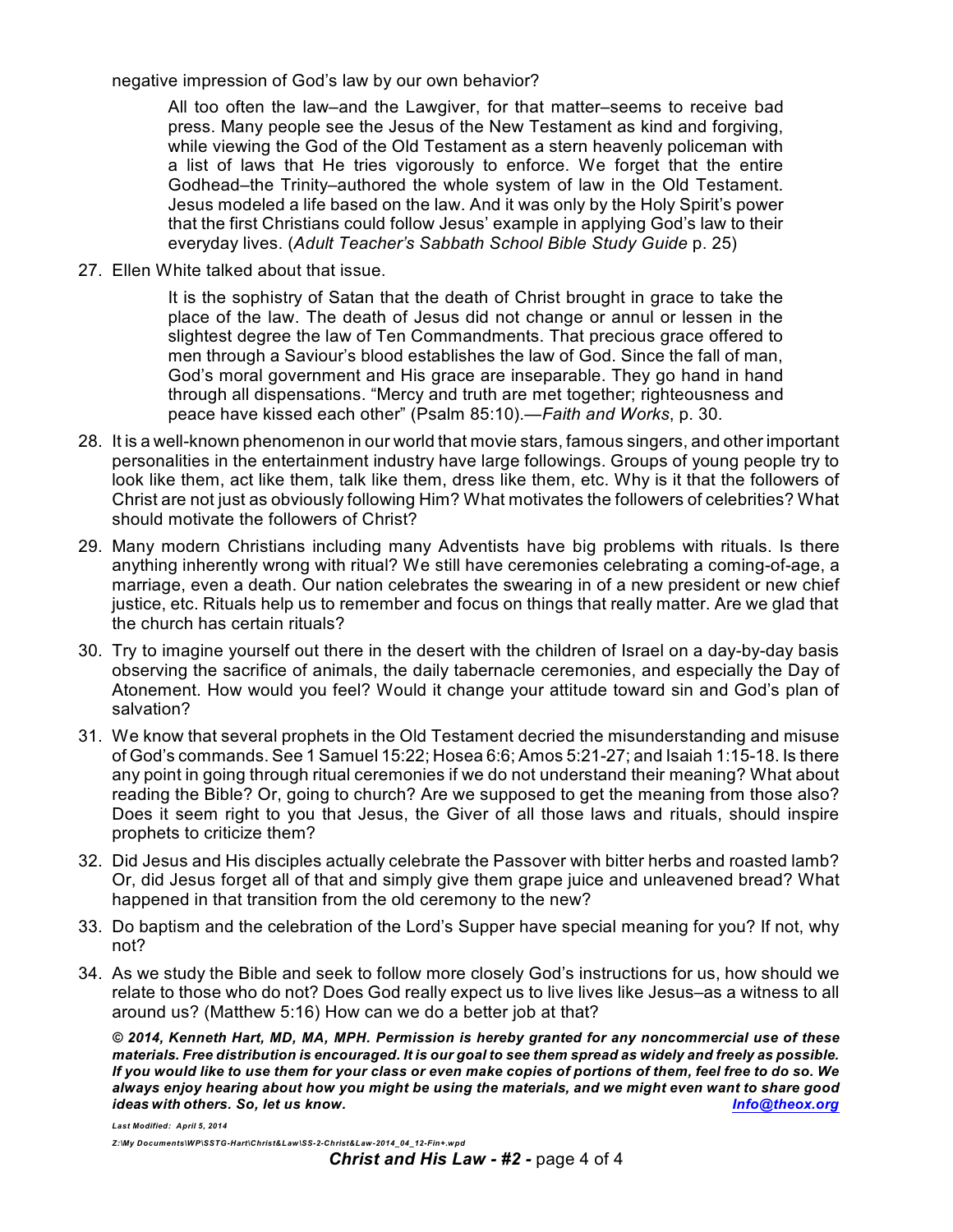negative impression of God's law by our own behavior?

> All too often the law–and the Lawgiver, for that matter–seems to receive bad press. Many people see the Jesus of the New Testament as kind and forgiving, while viewing the God of the Old Testament as a stern heavenly policeman with a list of laws that He tries vigorously to enforce. We forget that the entire Godhead–the Trinity–authored the whole system of law in the Old Testament. Jesus modeled a life based on the law. And it was only by the Holy Spirit's power that the first Christians could follow Jesus' example in applying God's law to their everyday lives. (*Adult Teacher's Sabbath School Bible Study Guide* p. 25)

27. Ellen White talked about that issue.

> It is the sophistry of Satan that the death of Christ brought in grace to take the place of the law. The death of Jesus did not change or annul or lessen in the slightest degree the law of Ten Commandments. That precious grace offered to men through a Saviour's blood establishes the law of God. Since the fall of man, God's moral government and His grace are inseparable. They go hand in hand through all dispensations. "Mercy and truth are met together; righteousness and peace have kissed each other" (Psalm 85:10).—*Faith and Works*, p. 30.

28. It is a well-known phenomenon in our world that movie stars, famous singers, and other important personalities in the entertainment industry have large followings. Groups of young people try to look like them, act like them, talk like them, dress like them, etc. Why is it that the followers of Christ are not just as obviously following Him? What motivates the followers of celebrities? What should motivate the followers of Christ?
29. Many modern Christians including many Adventists have big problems with rituals. Is there anything inherently wrong with ritual? We still have ceremonies celebrating a coming-of-age, a marriage, even a death. Our nation celebrates the swearing in of a new president or new chief justice, etc. Rituals help us to remember and focus on things that really matter. Are we glad that the church has certain rituals?
30. Try to imagine yourself out there in the desert with the children of Israel on a day-by-day basis observing the sacrifice of animals, the daily tabernacle ceremonies, and especially the Day of Atonement. How would you feel? Would it change your attitude toward sin and God's plan of salvation?
31. We know that several prophets in the Old Testament decried the misunderstanding and misuse of God's commands. See 1 Samuel 15:22; Hosea 6:6; Amos 5:21-27; and Isaiah 1:15-18. Is there any point in going through ritual ceremonies if we do not understand their meaning? What about reading the Bible? Or, going to church? Are we supposed to get the meaning from those also? Does it seem right to you that Jesus, the Giver of all those laws and rituals, should inspire prophets to criticize them?
32. Did Jesus and His disciples actually celebrate the Passover with bitter herbs and roasted lamb? Or, did Jesus forget all of that and simply give them grape juice and unleavened bread? What happened in that transition from the old ceremony to the new?
33. Do baptism and the celebration of the Lord's Supper have special meaning for you? If not, why not?
34. As we study the Bible and seek to follow more closely God's instructions for us, how should we relate to those who do not? Does God really expect us to live lives like Jesus–as a witness to all around us? (Matthew 5:16) How can we do a better job at that?

***© 2014, Kenneth Hart, MD, MA, MPH. Permission is hereby granted for any noncommercial use of these materials. Free distribution is encouraged. It is our goal to see them spread as widely and freely as possible. If you would like to use them for your class or even make copies of portions of them, feel free to do so. We always enjoy hearing about how you might be using the materials, and we might even want to share good ideas with others. So, let us know.*** ***Info@theox.org***

***Last Modified: April 5, 2014***

***Z:\My Documents\WP\SSTG-Hart\Christ&Law\SS-2-Christ&Law-2014_04_12-Fin+.wpd***